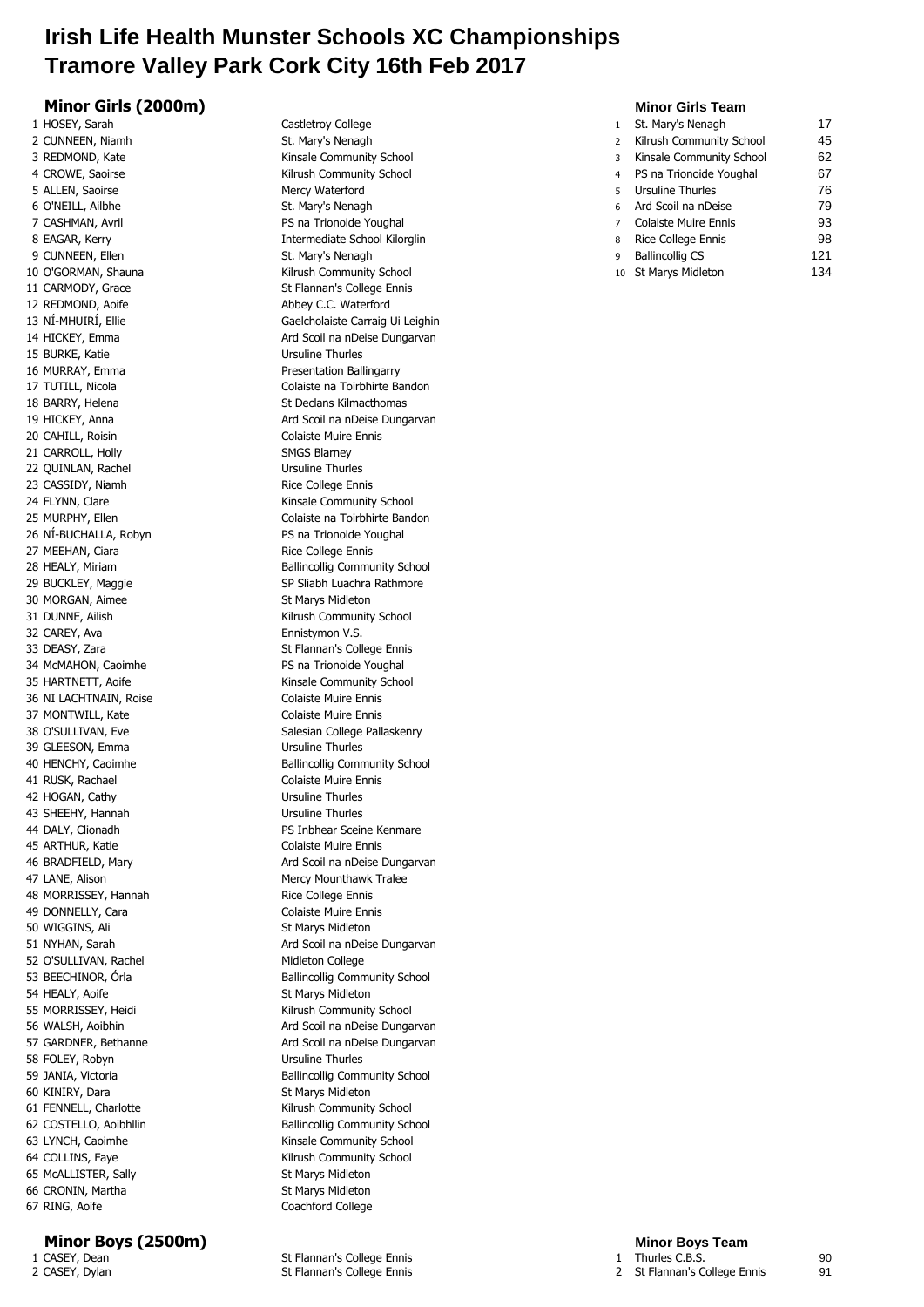# Irish Life Health Munster Schools XC Championships
# Tramore Valley Park Cork City 16th Feb 2017

## Minor Girls (2000m)

| Pos | Name | School |
|---|---|---|
| 1 | HOSEY, Sarah | Castletroy College |
| 2 | CUNNEEN, Niamh | St. Mary's Nenagh |
| 3 | REDMOND, Kate | Kinsale Community School |
| 4 | CROWE, Saoirse | Kilrush Community School |
| 5 | ALLEN, Saoirse | Mercy Waterford |
| 6 | O'NEILL, Ailbhe | St. Mary's Nenagh |
| 7 | CASHMAN, Avril | PS na Trionoide Youghal |
| 8 | EAGAR, Kerry | Intermediate School Kilorglin |
| 9 | CUNNEEN, Ellen | St. Mary's Nenagh |
| 10 | O'GORMAN, Shauna | Kilrush Community School |
| 11 | CARMODY, Grace | St Flannan's College Ennis |
| 12 | REDMOND, Aoife | Abbey C.C. Waterford |
| 13 | NÍ-MHUIRÍ, Ellie | Gaelcholaiste Carraig Ui Leighin |
| 14 | HICKEY, Emma | Ard Scoil na nDeise Dungarvan |
| 15 | BURKE, Katie | Ursuline Thurles |
| 16 | MURRAY, Emma | Presentation Ballingarry |
| 17 | TUTILL, Nicola | Colaiste na Toirbhirte Bandon |
| 18 | BARRY, Helena | St Declans Kilmacthomas |
| 19 | HICKEY, Anna | Ard Scoil na nDeise Dungarvan |
| 20 | CAHILL, Roisin | Colaiste Muire Ennis |
| 21 | CARROLL, Holly | SMGS Blarney |
| 22 | QUINLAN, Rachel | Ursuline Thurles |
| 23 | CASSIDY, Niamh | Rice College Ennis |
| 24 | FLYNN, Clare | Kinsale Community School |
| 25 | MURPHY, Ellen | Colaiste na Toirbhirte Bandon |
| 26 | NÍ-BUCHALLA, Robyn | PS na Trionoide Youghal |
| 27 | MEEHAN, Ciara | Rice College Ennis |
| 28 | HEALY, Miriam | Ballincollig Community School |
| 29 | BUCKLEY, Maggie | SP Sliabh Luachra Rathmore |
| 30 | MORGAN, Aimee | St Marys Midleton |
| 31 | DUNNE, Ailish | Kilrush Community School |
| 32 | CAREY, Ava | Ennistymon V.S. |
| 33 | DEASY, Zara | St Flannan's College Ennis |
| 34 | McMAHON, Caoimhe | PS na Trionoide Youghal |
| 35 | HARTNETT, Aoife | Kinsale Community School |
| 36 | NI LACHTNAIN, Roise | Colaiste Muire Ennis |
| 37 | MONTWILL, Kate | Colaiste Muire Ennis |
| 38 | O'SULLIVAN, Eve | Salesian College Pallaskenry |
| 39 | GLEESON, Emma | Ursuline Thurles |
| 40 | HENCHY, Caoimhe | Ballincollig Community School |
| 41 | RUSK, Rachael | Colaiste Muire Ennis |
| 42 | HOGAN, Cathy | Ursuline Thurles |
| 43 | SHEEHY, Hannah | Ursuline Thurles |
| 44 | DALY, Clionadh | PS Inbhear Sceine Kenmare |
| 45 | ARTHUR, Katie | Colaiste Muire Ennis |
| 46 | BRADFIELD, Mary | Ard Scoil na nDeise Dungarvan |
| 47 | LANE, Alison | Mercy Mounthawk Tralee |
| 48 | MORRISSEY, Hannah | Rice College Ennis |
| 49 | DONNELLY, Cara | Colaiste Muire Ennis |
| 50 | WIGGINS, Ali | St Marys Midleton |
| 51 | NYHAN, Sarah | Ard Scoil na nDeise Dungarvan |
| 52 | O'SULLIVAN, Rachel | Midleton College |
| 53 | BEECHINOR, Órla | Ballincollig Community School |
| 54 | HEALY, Aoife | St Marys Midleton |
| 55 | MORRISSEY, Heidi | Kilrush Community School |
| 56 | WALSH, Aoibhin | Ard Scoil na nDeise Dungarvan |
| 57 | GARDNER, Bethanne | Ard Scoil na nDeise Dungarvan |
| 58 | FOLEY, Robyn | Ursuline Thurles |
| 59 | JANIA, Victoria | Ballincollig Community School |
| 60 | KINIRY, Dara | St Marys Midleton |
| 61 | FENNELL, Charlotte | Kilrush Community School |
| 62 | COSTELLO, Aoibhlin | Ballincollig Community School |
| 63 | LYNCH, Caoimhe | Kinsale Community School |
| 64 | COLLINS, Faye | Kilrush Community School |
| 65 | McALLISTER, Sally | St Marys Midleton |
| 66 | CRONIN, Martha | St Marys Midleton |
| 67 | RING, Aoife | Coachford College |

### Minor Girls Team

| Pos | School | Points |
|---|---|---|
| 1 | St. Mary's Nenagh | 17 |
| 2 | Kilrush Community School | 45 |
| 3 | Kinsale Community School | 62 |
| 4 | PS na Trionoide Youghal | 67 |
| 5 | Ursuline Thurles | 76 |
| 6 | Ard Scoil na nDeise | 79 |
| 7 | Colaiste Muire Ennis | 93 |
| 8 | Rice College Ennis | 98 |
| 9 | Ballincollig CS | 121 |
| 10 | St Marys Midleton | 134 |

## Minor Boys (2500m)

| Pos | Name | School |
|---|---|---|
| 1 | CASEY, Dean | St Flannan's College Ennis |
| 2 | CASEY, Dylan | St Flannan's College Ennis |

### Minor Boys Team

| Pos | School | Points |
|---|---|---|
| 1 | Thurles C.B.S. | 90 |
| 2 | St Flannan's College Ennis | 91 |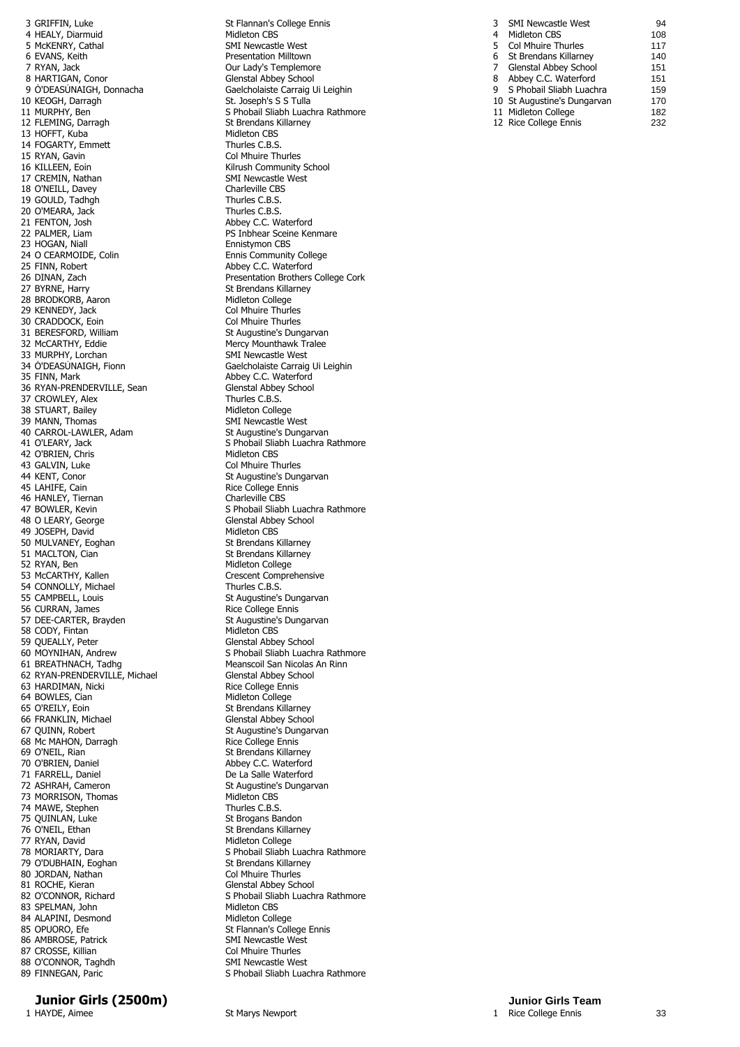| Pos | Name | School |
|---|---|---|
| 3 | GRIFFIN, Luke | St Flannan's College Ennis |
| 4 | HEALY, Diarmuid | Midleton CBS |
| 5 | McKENRY, Cathal | SMI Newcastle West |
| 6 | EVANS, Keith | Presentation Milltown |
| 7 | RYAN, Jack | Our Lady's Templemore |
| 8 | HARTIGAN, Conor | Glenstal Abbey School |
| 9 | Ó'DEASÚNAIGH, Donnacha | Gaelcholaiste Carraig Ui Leighin |
| 10 | KEOGH, Darragh | St. Joseph's S S Tulla |
| 11 | MURPHY, Ben | S Phobail Sliabh Luachra Rathmore |
| 12 | FLEMING, Darragh | St Brendans Killarney |
| 13 | HOFFT, Kuba | Midleton CBS |
| 14 | FOGARTY, Emmett | Thurles C.B.S. |
| 15 | RYAN, Gavin | Col Mhuire Thurles |
| 16 | KILLEEN, Eoin | Kilrush Community School |
| 17 | CREMIN, Nathan | SMI Newcastle West |
| 18 | O'NEILL, Davey | Charleville CBS |
| 19 | GOULD, Tadhgh | Thurles C.B.S. |
| 20 | O'MEARA, Jack | Thurles C.B.S. |
| 21 | FENTON, Josh | Abbey C.C. Waterford |
| 22 | PALMER, Liam | PS Inbhear Sceine Kenmare |
| 23 | HOGAN, Niall | Ennistymon CBS |
| 24 | O CEARMOIDE, Colin | Ennis Community College |
| 25 | FINN, Robert | Abbey C.C. Waterford |
| 26 | DINAN, Zach | Presentation Brothers College Cork |
| 27 | BYRNE, Harry | St Brendans Killarney |
| 28 | BRODKORB, Aaron | Midleton College |
| 29 | KENNEDY, Jack | Col Mhuire Thurles |
| 30 | CRADDOCK, Eoin | Col Mhuire Thurles |
| 31 | BERESFORD, William | St Augustine's Dungarvan |
| 32 | McCARTHY, Eddie | Mercy Mounthawk Tralee |
| 33 | MURPHY, Lorchan | SMI Newcastle West |
| 34 | Ó'DEASÚNAIGH, Fionn | Gaelcholaiste Carraig Ui Leighin |
| 35 | FINN, Mark | Abbey C.C. Waterford |
| 36 | RYAN-PRENDERVILLE, Sean | Glenstal Abbey School |
| 37 | CROWLEY, Alex | Thurles C.B.S. |
| 38 | STUART, Bailey | Midleton College |
| 39 | MANN, Thomas | SMI Newcastle West |
| 40 | CARROL-LAWLER, Adam | St Augustine's Dungarvan |
| 41 | O'LEARY, Jack | S Phobail Sliabh Luachra Rathmore |
| 42 | O'BRIEN, Chris | Midleton CBS |
| 43 | GALVIN, Luke | Col Mhuire Thurles |
| 44 | KENT, Conor | St Augustine's Dungarvan |
| 45 | LAHIFE, Cain | Rice College Ennis |
| 46 | HANLEY, Tiernan | Charleville CBS |
| 47 | BOWLER, Kevin | S Phobail Sliabh Luachra Rathmore |
| 48 | O LEARY, George | Glenstal Abbey School |
| 49 | JOSEPH, David | Midleton CBS |
| 50 | MULVANEY, Eoghan | St Brendans Killarney |
| 51 | MACLTON, Cian | St Brendans Killarney |
| 52 | RYAN, Ben | Midleton College |
| 53 | McCARTHY, Kallen | Crescent Comprehensive |
| 54 | CONNOLLY, Michael | Thurles C.B.S. |
| 55 | CAMPBELL, Louis | St Augustine's Dungarvan |
| 56 | CURRAN, James | Rice College Ennis |
| 57 | DEE-CARTER, Brayden | St Augustine's Dungarvan |
| 58 | CODY, Fintan | Midleton CBS |
| 59 | QUEALLY, Peter | Glenstal Abbey School |
| 60 | MOYNIHAN, Andrew | S Phobail Sliabh Luachra Rathmore |
| 61 | BREATHNACH, Tadhg | Meanscoil San Nicolas An Rinn |
| 62 | RYAN-PRENDERVILLE, Michael | Glenstal Abbey School |
| 63 | HARDIMAN, Nicki | Rice College Ennis |
| 64 | BOWLES, Cian | Midleton College |
| 65 | O'REILY, Eoin | St Brendans Killarney |
| 66 | FRANKLIN, Michael | Glenstal Abbey School |
| 67 | QUINN, Robert | St Augustine's Dungarvan |
| 68 | Mc MAHON, Darragh | Rice College Ennis |
| 69 | O'NEIL, Rian | St Brendans Killarney |
| 70 | O'BRIEN, Daniel | Abbey C.C. Waterford |
| 71 | FARRELL, Daniel | De La Salle Waterford |
| 72 | ASHRAH, Cameron | St Augustine's Dungarvan |
| 73 | MORRISON, Thomas | Midleton CBS |
| 74 | MAWE, Stephen | Thurles C.B.S. |
| 75 | QUINLAN, Luke | St Brogans Bandon |
| 76 | O'NEIL, Ethan | St Brendans Killarney |
| 77 | RYAN, David | Midleton College |
| 78 | MORIARTY, Dara | S Phobail Sliabh Luachra Rathmore |
| 79 | O'DUBHAIN, Eoghan | St Brendans Killarney |
| 80 | JORDAN, Nathan | Col Mhuire Thurles |
| 81 | ROCHE, Kieran | Glenstal Abbey School |
| 82 | O'CONNOR, Richard | S Phobail Sliabh Luachra Rathmore |
| 83 | SPELMAN, John | Midleton CBS |
| 84 | ALAPINI, Desmond | Midleton College |
| 85 | OPUORO, Efe | St Flannan's College Ennis |
| 86 | AMBROSE, Patrick | SMI Newcastle West |
| 87 | CROSSE, Killian | Col Mhuire Thurles |
| 88 | O'CONNOR, Taghdh | SMI Newcastle West |
| 89 | FINNEGAN, Paric | S Phobail Sliabh Luachra Rathmore |

| Pos | Team | Points |
|---|---|---|
| 3 | SMI Newcastle West | 94 |
| 4 | Midleton CBS | 108 |
| 5 | Col Mhuire Thurles | 117 |
| 6 | St Brendans Killarney | 140 |
| 7 | Glenstal Abbey School | 151 |
| 8 | Abbey C.C. Waterford | 151 |
| 9 | S Phobail Sliabh Luachra | 159 |
| 10 | St Augustine's Dungarvan | 170 |
| 11 | Midleton College | 182 |
| 12 | Rice College Ennis | 232 |

## Junior Girls (2500m)

| Pos | Name | School |
|---|---|---|
| 1 | HAYDE, Aimee | St Marys Newport |

## Junior Girls Team

| Pos | Team | Points |
|---|---|---|
| 1 | Rice College Ennis | 33 |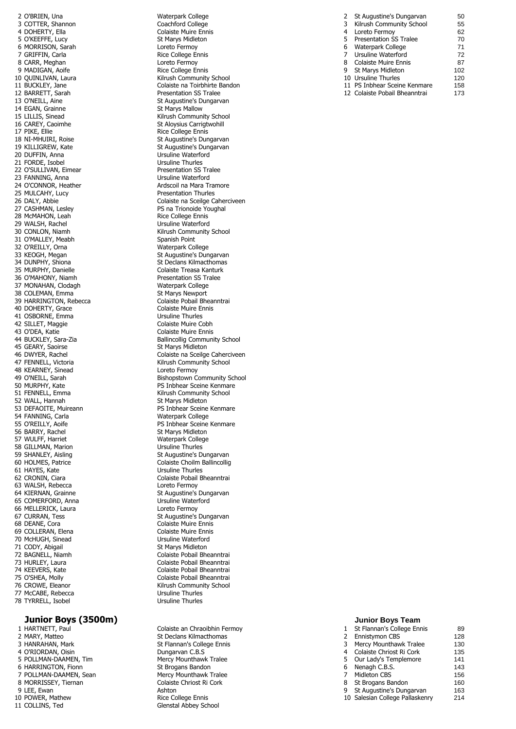| Pos | Name | School |
|---|---|---|
| 2 | O'BRIEN, Una | Waterpark College |
| 3 | COTTER, Shannon | Coachford College |
| 4 | DOHERTY, Ella | Colaiste Muire Ennis |
| 5 | O'KEEFFE, Lucy | St Marys Midleton |
| 6 | MORRISON, Sarah | Loreto Fermoy |
| 7 | GRIFFIN, Carla | Rice College Ennis |
| 8 | CARR, Meghan | Loreto Fermoy |
| 9 | MADIGAN, Aoife | Rice College Ennis |
| 10 | QUINLIVAN, Laura | Kilrush Community School |
| 11 | BUCKLEY, Jane | Colaiste na Toirbhirte Bandon |
| 12 | BARRETT, Sarah | Presentation SS Tralee |
| 13 | O'NEILL, Aine | St Augustine's Dungarvan |
| 14 | EGAN, Grainne | St Marys Mallow |
| 15 | LILLIS, Sinead | Kilrush Community School |
| 16 | CAREY, Caoimhe | St Aloysius Carrigtwohill |
| 17 | PIKE, Ellie | Rice College Ennis |
| 18 | NI-MHUIRI, Roise | St Augustine's Dungarvan |
| 19 | KILLIGREW, Kate | St Augustine's Dungarvan |
| 20 | DUFFIN, Anna | Ursuline Waterford |
| 21 | FORDE, Isobel | Ursuline Thurles |
| 22 | O'SULLIVAN, Eimear | Presentation SS Tralee |
| 23 | FANNING, Anna | Ursuline Waterford |
| 24 | O'CONNOR, Heather | Ardscoil na Mara Tramore |
| 25 | MULCAHY, Lucy | Presentation Thurles |
| 26 | DALY, Abbie | Colaiste na Sceilge Caherciveen |
| 27 | CASHMAN, Lesley | PS na Trionoide Youghal |
| 28 | McMAHON, Leah | Rice College Ennis |
| 29 | WALSH, Rachel | Ursuline Waterford |
| 30 | CONLON, Niamh | Kilrush Community School |
| 31 | O'MALLEY, Meabh | Spanish Point |
| 32 | O'REILLY, Orna | Waterpark College |
| 33 | KEOGH, Megan | St Augustine's Dungarvan |
| 34 | DUNPHY, Shiona | St Declans Kilmacthomas |
| 35 | MURPHY, Danielle | Colaiste Treasa Kanturk |
| 36 | O'MAHONY, Niamh | Presentation SS Tralee |
| 37 | MONAHAN, Clodagh | Waterpark College |
| 38 | COLEMAN, Emma | St Marys Newport |
| 39 | HARRINGTON, Rebecca | Colaiste Pobail Bheanntrai |
| 40 | DOHERTY, Grace | Colaiste Muire Ennis |
| 41 | OSBORNE, Emma | Ursuline Thurles |
| 42 | SILLET, Maggie | Colaiste Muire Cobh |
| 43 | O'DEA, Katie | Colaiste Muire Ennis |
| 44 | BUCKLEY, Sara-Zia | Ballincollig Community School |
| 45 | GEARY, Saoirse | St Marys Midleton |
| 46 | DWYER, Rachel | Colaiste na Sceilge Caherciveen |
| 47 | FENNELL, Victoria | Kilrush Community School |
| 48 | KEARNEY, Sinead | Loreto Fermoy |
| 49 | O'NEILL, Sarah | Bishopstown Community School |
| 50 | MURPHY, Kate | PS Inbhear Sceine Kenmare |
| 51 | FENNELL, Emma | Kilrush Community School |
| 52 | WALL, Hannah | St Marys Midleton |
| 53 | DEFAOITE, Muireann | PS Inbhear Sceine Kenmare |
| 54 | FANNING, Carla | Waterpark College |
| 55 | O'REILLY, Aoife | PS Inbhear Sceine Kenmare |
| 56 | BARRY, Rachel | St Marys Midleton |
| 57 | WULFF, Harriet | Waterpark College |
| 58 | GILLMAN, Marion | Ursuline Thurles |
| 59 | SHANLEY, Aisling | St Augustine's Dungarvan |
| 60 | HOLMES, Patrice | Colaiste Choilm Ballincollig |
| 61 | HAYES, Kate | Ursuline Thurles |
| 62 | CRONIN, Ciara | Colaiste Pobail Bheanntrai |
| 63 | WALSH, Rebecca | Loreto Fermoy |
| 64 | KIERNAN, Grainne | St Augustine's Dungarvan |
| 65 | COMERFORD, Anna | Ursuline Waterford |
| 66 | MELLERICK, Laura | Loreto Fermoy |
| 67 | CURRAN, Tess | St Augustine's Dungarvan |
| 68 | DEANE, Cora | Colaiste Muire Ennis |
| 69 | COLLERAN, Elena | Colaiste Muire Ennis |
| 70 | McHUGH, Sinead | Ursuline Waterford |
| 71 | CODY, Abigail | St Marys Midleton |
| 72 | BAGNELL, Niamh | Colaiste Pobail Bheanntrai |
| 73 | HURLEY, Laura | Colaiste Pobail Bheanntrai |
| 74 | KEEVERS, Kate | Colaiste Pobail Bheanntrai |
| 75 | O'SHEA, Molly | Colaiste Pobail Bheanntrai |
| 76 | CROWE, Eleanor | Kilrush Community School |
| 77 | McCABE, Rebecca | Ursuline Thurles |
| 78 | TYRRELL, Isobel | Ursuline Thurles |

| Pos | Team | Points |
|---|---|---|
| 2 | St Augustine's Dungarvan | 50 |
| 3 | Kilrush Community School | 55 |
| 4 | Loreto Fermoy | 62 |
| 5 | Presentation SS Tralee | 70 |
| 6 | Waterpark College | 71 |
| 7 | Ursuline Waterford | 72 |
| 8 | Colaiste Muire Ennis | 87 |
| 9 | St Marys Midleton | 102 |
| 10 | Ursuline Thurles | 120 |
| 11 | PS Inbhear Sceine Kenmare | 158 |
| 12 | Colaiste Pobail Bheanntrai | 173 |

## Junior Boys (3500m)

| Pos | Name | School |
|---|---|---|
| 1 | HARTNETT, Paul | Colaiste an Chraoibhin Fermoy |
| 2 | MARY, Matteo | St Declans Kilmacthomas |
| 3 | HANRAHAN, Mark | St Flannan's College Ennis |
| 4 | O'RIORDAN, Oisin | Dungarvan C.B.S |
| 5 | POLLMAN-DAAMEN, Tim | Mercy Mounthawk Tralee |
| 6 | HARRINGTON, Fionn | St Brogans Bandon |
| 7 | POLLMAN-DAAMEN, Sean | Mercy Mounthawk Tralee |
| 8 | MORRISSEY, Tiernan | Colaiste Chriost Ri Cork |
| 9 | LEE, Ewan | Ashton |
| 10 | POWER, Mathew | Rice College Ennis |
| 11 | COLLINS, Ted | Glenstal Abbey School |

### Junior Boys Team

| Pos | Team | Points |
|---|---|---|
| 1 | St Flannan's College Ennis | 89 |
| 2 | Ennistymon CBS | 128 |
| 3 | Mercy Mounthawk Tralee | 130 |
| 4 | Colaiste Chriost Ri Cork | 135 |
| 5 | Our Lady's Templemore | 141 |
| 6 | Nenagh C.B.S. | 143 |
| 7 | Midleton CBS | 156 |
| 8 | St Brogans Bandon | 160 |
| 9 | St Augustine's Dungarvan | 163 |
| 10 | Salesian College Pallaskenry | 214 |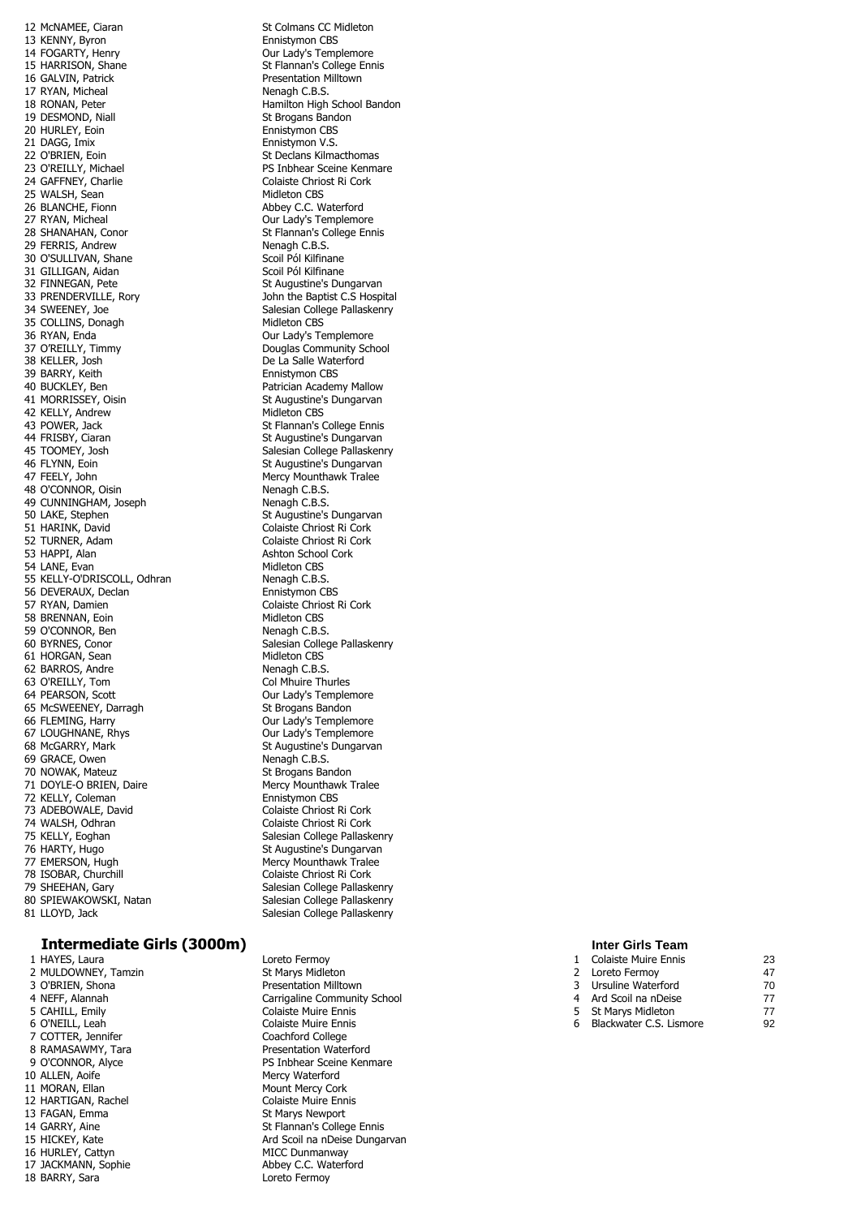| Pos | Name | School |
|---|---|---|
| 12 | McNAMEE, Ciaran | St Colmans CC Midleton |
| 13 | KENNY, Byron | Ennistymon CBS |
| 14 | FOGARTY, Henry | Our Lady's Templemore |
| 15 | HARRISON, Shane | St Flannan's College Ennis |
| 16 | GALVIN, Patrick | Presentation Milltown |
| 17 | RYAN, Micheal | Nenagh C.B.S. |
| 18 | RONAN, Peter | Hamilton High School Bandon |
| 19 | DESMOND, Niall | St Brogans Bandon |
| 20 | HURLEY, Eoin | Ennistymon CBS |
| 21 | DAGG, Imix | Ennistymon V.S. |
| 22 | O'BRIEN, Eoin | St Declans Kilmacthomas |
| 23 | O'REILLY, Michael | PS Inbhear Sceine Kenmare |
| 24 | GAFFNEY, Charlie | Colaiste Chriost Ri Cork |
| 25 | WALSH, Sean | Midleton CBS |
| 26 | BLANCHE, Fionn | Abbey C.C. Waterford |
| 27 | RYAN, Micheal | Our Lady's Templemore |
| 28 | SHANAHAN, Conor | St Flannan's College Ennis |
| 29 | FERRIS, Andrew | Nenagh C.B.S. |
| 30 | O'SULLIVAN, Shane | Scoil Pól Kilfinane |
| 31 | GILLIGAN, Aidan | Scoil Pól Kilfinane |
| 32 | FINNEGAN, Pete | St Augustine's Dungarvan |
| 33 | PRENDERVILLE, Rory | John the Baptist C.S Hospital |
| 34 | SWEENEY, Joe | Salesian College Pallaskenry |
| 35 | COLLINS, Donagh | Midleton CBS |
| 36 | RYAN, Enda | Our Lady's Templemore |
| 37 | O'REILLY, Timmy | Douglas Community School |
| 38 | KELLER, Josh | De La Salle Waterford |
| 39 | BARRY, Keith | Ennistymon CBS |
| 40 | BUCKLEY, Ben | Patrician Academy Mallow |
| 41 | MORRISSEY, Oisin | St Augustine's Dungarvan |
| 42 | KELLY, Andrew | Midleton CBS |
| 43 | POWER, Jack | St Flannan's College Ennis |
| 44 | FRISBY, Ciaran | St Augustine's Dungarvan |
| 45 | TOOMEY, Josh | Salesian College Pallaskenry |
| 46 | FLYNN, Eoin | St Augustine's Dungarvan |
| 47 | FEELY, John | Mercy Mounthawk Tralee |
| 48 | O'CONNOR, Oisin | Nenagh C.B.S. |
| 49 | CUNNINGHAM, Joseph | Nenagh C.B.S. |
| 50 | LAKE, Stephen | St Augustine's Dungarvan |
| 51 | HARINK, David | Colaiste Chriost Ri Cork |
| 52 | TURNER, Adam | Colaiste Chriost Ri Cork |
| 53 | HAPPI, Alan | Ashton School Cork |
| 54 | LANE, Evan | Midleton CBS |
| 55 | KELLY-O'DRISCOLL, Odhran | Nenagh C.B.S. |
| 56 | DEVERAUX, Declan | Ennistymon CBS |
| 57 | RYAN, Damien | Colaiste Chriost Ri Cork |
| 58 | BRENNAN, Eoin | Midleton CBS |
| 59 | O'CONNOR, Ben | Nenagh C.B.S. |
| 60 | BYRNES, Conor | Salesian College Pallaskenry |
| 61 | HORGAN, Sean | Midleton CBS |
| 62 | BARROS, Andre | Nenagh C.B.S. |
| 63 | O'REILLY, Tom | Col Mhuire Thurles |
| 64 | PEARSON, Scott | Our Lady's Templemore |
| 65 | McSWEENEY, Darragh | St Brogans Bandon |
| 66 | FLEMING, Harry | Our Lady's Templemore |
| 67 | LOUGHNANE, Rhys | Our Lady's Templemore |
| 68 | McGARRY, Mark | St Augustine's Dungarvan |
| 69 | GRACE, Owen | Nenagh C.B.S. |
| 70 | NOWAK, Mateuz | St Brogans Bandon |
| 71 | DOYLE-O BRIEN, Daire | Mercy Mounthawk Tralee |
| 72 | KELLY, Coleman | Ennistymon CBS |
| 73 | ADEBOWALE, David | Colaiste Chriost Ri Cork |
| 74 | WALSH, Odhran | Colaiste Chriost Ri Cork |
| 75 | KELLY, Eoghan | Salesian College Pallaskenry |
| 76 | HARTY, Hugo | St Augustine's Dungarvan |
| 77 | EMERSON, Hugh | Mercy Mounthawk Tralee |
| 78 | ISOBAR, Churchill | Colaiste Chriost Ri Cork |
| 79 | SHEEHAN, Gary | Salesian College Pallaskenry |
| 80 | SPIEWAKOWSKI, Natan | Salesian College Pallaskenry |
| 81 | LLOYD, Jack | Salesian College Pallaskenry |

## Intermediate Girls (3000m)

| Pos | Name | School |
|---|---|---|
| 1 | HAYES, Laura | Loreto Fermoy |
| 2 | MULDOWNEY, Tamzin | St Marys Midleton |
| 3 | O'BRIEN, Shona | Presentation Milltown |
| 4 | NEFF, Alannah | Carrigaline Community School |
| 5 | CAHILL, Emily | Colaiste Muire Ennis |
| 6 | O'NEILL, Leah | Colaiste Muire Ennis |
| 7 | COTTER, Jennifer | Coachford College |
| 8 | RAMASAWMY, Tara | Presentation Waterford |
| 9 | O'CONNOR, Alyce | PS Inbhear Sceine Kenmare |
| 10 | ALLEN, Aoife | Mercy Waterford |
| 11 | MORAN, Ellan | Mount Mercy Cork |
| 12 | HARTIGAN, Rachel | Colaiste Muire Ennis |
| 13 | FAGAN, Emma | St Marys Newport |
| 14 | GARRY, Aine | St Flannan's College Ennis |
| 15 | HICKEY, Kate | Ard Scoil na nDeise Dungarvan |
| 16 | HURLEY, Cattyn | MICC Dunmanway |
| 17 | JACKMANN, Sophie | Abbey C.C. Waterford |
| 18 | BARRY, Sara | Loreto Fermoy |

### Inter Girls Team

| Pos | School | Points |
|---|---|---|
| 1 | Colaiste Muire Ennis | 23 |
| 2 | Loreto Fermoy | 47 |
| 3 | Ursuline Waterford | 70 |
| 4 | Ard Scoil na nDeise | 77 |
| 5 | St Marys Midleton | 77 |
| 6 | Blackwater C.S. Lismore | 92 |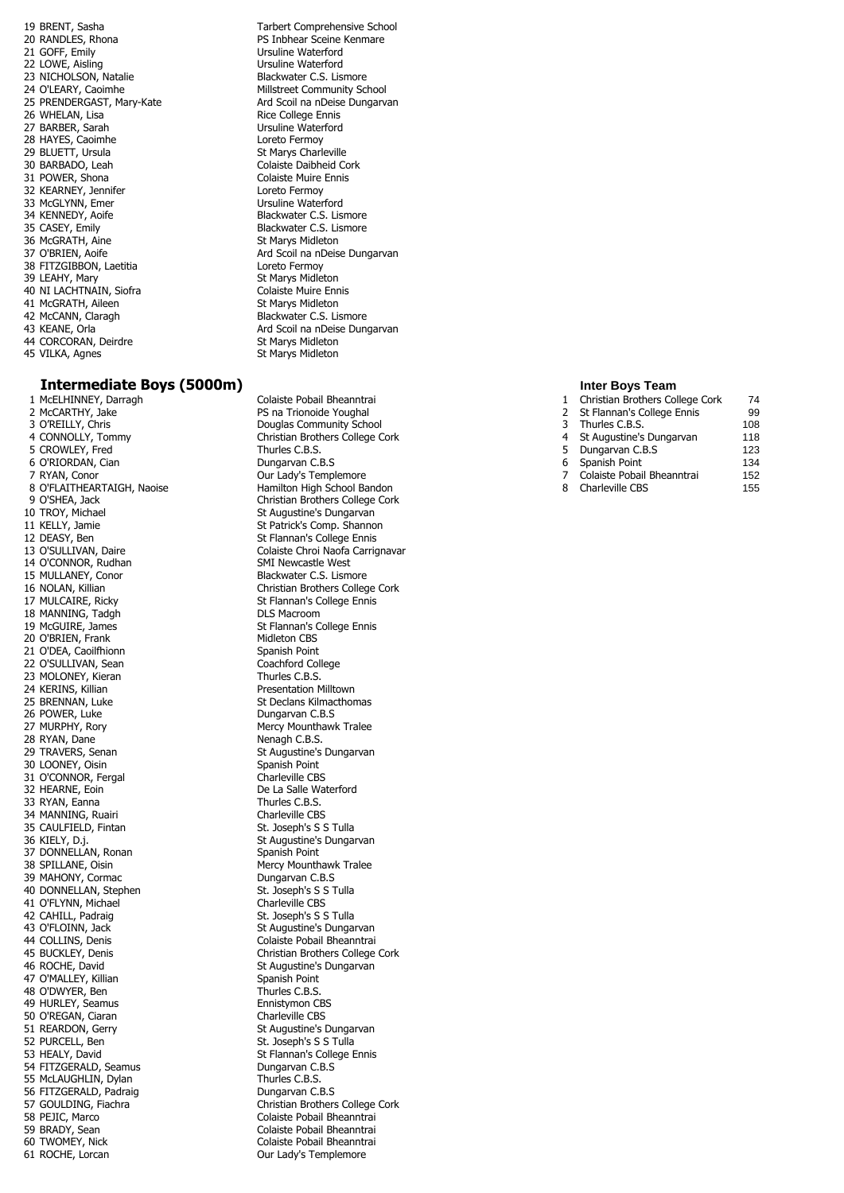| | | |
|---|---|---|
| 19 | BRENT, Sasha | Tarbert Comprehensive School |
| 20 | RANDLES, Rhona | PS Inbhear Sceine Kenmare |
| 21 | GOFF, Emily | Ursuline Waterford |
| 22 | LOWE, Aisling | Ursuline Waterford |
| 23 | NICHOLSON, Natalie | Blackwater C.S. Lismore |
| 24 | O'LEARY, Caoimhe | Millstreet Community School |
| 25 | PRENDERGAST, Mary-Kate | Ard Scoil na nDeise Dungarvan |
| 26 | WHELAN, Lisa | Rice College Ennis |
| 27 | BARBER, Sarah | Ursuline Waterford |
| 28 | HAYES, Caoimhe | Loreto Fermoy |
| 29 | BLUETT, Ursula | St Marys Charleville |
| 30 | BARBADO, Leah | Colaiste Daibheid Cork |
| 31 | POWER, Shona | Colaiste Muire Ennis |
| 32 | KEARNEY, Jennifer | Loreto Fermoy |
| 33 | McGLYNN, Emer | Ursuline Waterford |
| 34 | KENNEDY, Aoife | Blackwater C.S. Lismore |
| 35 | CASEY, Emily | Blackwater C.S. Lismore |
| 36 | McGRATH, Aine | St Marys Midleton |
| 37 | O'BRIEN, Aoife | Ard Scoil na nDeise Dungarvan |
| 38 | FITZGIBBON, Laetitia | Loreto Fermoy |
| 39 | LEAHY, Mary | St Marys Midleton |
| 40 | NI LACHTNAIN, Siofra | Colaiste Muire Ennis |
| 41 | McGRATH, Aileen | St Marys Midleton |
| 42 | McCANN, Claragh | Blackwater C.S. Lismore |
| 43 | KEANE, Orla | Ard Scoil na nDeise Dungarvan |
| 44 | CORCORAN, Deirdre | St Marys Midleton |
| 45 | VILKA, Agnes | St Marys Midleton |

## Intermediate Boys (5000m)

| | | |
|---|---|---|
| 1 | McELHINNEY, Darragh | Colaiste Pobail Bheanntrai |
| 2 | McCARTHY, Jake | PS na Trionoide Youghal |
| 3 | O'REILLY, Chris | Douglas Community School |
| 4 | CONNOLLY, Tommy | Christian Brothers College Cork |
| 5 | CROWLEY, Fred | Thurles C.B.S. |
| 6 | O'RIORDAN, Cian | Dungarvan C.B.S |
| 7 | RYAN, Conor | Our Lady's Templemore |
| 8 | O'FLAITHEARTAIGH, Naoise | Hamilton High School Bandon |
| 9 | O'SHEA, Jack | Christian Brothers College Cork |
| 10 | TROY, Michael | St Augustine's Dungarvan |
| 11 | KELLY, Jamie | St Patrick's Comp. Shannon |
| 12 | DEASY, Ben | St Flannan's College Ennis |
| 13 | O'SULLIVAN, Daire | Colaiste Chroi Naofa Carrignavar |
| 14 | O'CONNOR, Rudhan | SMI Newcastle West |
| 15 | MULLANEY, Conor | Blackwater C.S. Lismore |
| 16 | NOLAN, Killian | Christian Brothers College Cork |
| 17 | MULCAIRE, Ricky | St Flannan's College Ennis |
| 18 | MANNING, Tadgh | DLS Macroom |
| 19 | McGUIRE, James | St Flannan's College Ennis |
| 20 | O'BRIEN, Frank | Midleton CBS |
| 21 | O'DEA, Caoilfhionn | Spanish Point |
| 22 | O'SULLIVAN, Sean | Coachford College |
| 23 | MOLONEY, Kieran | Thurles C.B.S. |
| 24 | KERINS, Killian | Presentation Milltown |
| 25 | BRENNAN, Luke | St Declans Kilmacthomas |
| 26 | POWER, Luke | Dungarvan C.B.S |
| 27 | MURPHY, Rory | Mercy Mounthawk Tralee |
| 28 | RYAN, Dane | Nenagh C.B.S. |
| 29 | TRAVERS, Senan | St Augustine's Dungarvan |
| 30 | LOONEY, Oisin | Spanish Point |
| 31 | O'CONNOR, Fergal | Charleville CBS |
| 32 | HEARNE, Eoin | De La Salle Waterford |
| 33 | RYAN, Eanna | Thurles C.B.S. |
| 34 | MANNING, Ruairi | Charleville CBS |
| 35 | CAULFIELD, Fintan | St. Joseph's S S Tulla |
| 36 | KIELY, D.j. | St Augustine's Dungarvan |
| 37 | DONNELLAN, Ronan | Spanish Point |
| 38 | SPILLANE, Oisin | Mercy Mounthawk Tralee |
| 39 | MAHONY, Cormac | Dungarvan C.B.S |
| 40 | DONNELLAN, Stephen | St. Joseph's S S Tulla |
| 41 | O'FLYNN, Michael | Charleville CBS |
| 42 | CAHILL, Padraig | St. Joseph's S S Tulla |
| 43 | O'FLOINN, Jack | St Augustine's Dungarvan |
| 44 | COLLINS, Denis | Colaiste Pobail Bheanntrai |
| 45 | BUCKLEY, Denis | Christian Brothers College Cork |
| 46 | ROCHE, David | St Augustine's Dungarvan |
| 47 | O'MALLEY, Killian | Spanish Point |
| 48 | O'DWYER, Ben | Thurles C.B.S. |
| 49 | HURLEY, Seamus | Ennistymon CBS |
| 50 | O'REGAN, Ciaran | Charleville CBS |
| 51 | REARDON, Gerry | St Augustine's Dungarvan |
| 52 | PURCELL, Ben | St. Joseph's S S Tulla |
| 53 | HEALY, David | St Flannan's College Ennis |
| 54 | FITZGERALD, Seamus | Dungarvan C.B.S |
| 55 | McLAUGHLIN, Dylan | Thurles C.B.S. |
| 56 | FITZGERALD, Padraig | Dungarvan C.B.S |
| 57 | GOULDING, Fiachra | Christian Brothers College Cork |
| 58 | PEJIC, Marco | Colaiste Pobail Bheanntrai |
| 59 | BRADY, Sean | Colaiste Pobail Bheanntrai |
| 60 | TWOMEY, Nick | Colaiste Pobail Bheanntrai |
| 61 | ROCHE, Lorcan | Our Lady's Templemore |

### Inter Boys Team

| | | |
|---|---|---|
| 1 | Christian Brothers College Cork | 74 |
| 2 | St Flannan's College Ennis | 99 |
| 3 | Thurles C.B.S. | 108 |
| 4 | St Augustine's Dungarvan | 118 |
| 5 | Dungarvan C.B.S | 123 |
| 6 | Spanish Point | 134 |
| 7 | Colaiste Pobail Bheanntrai | 152 |
| 8 | Charleville CBS | 155 |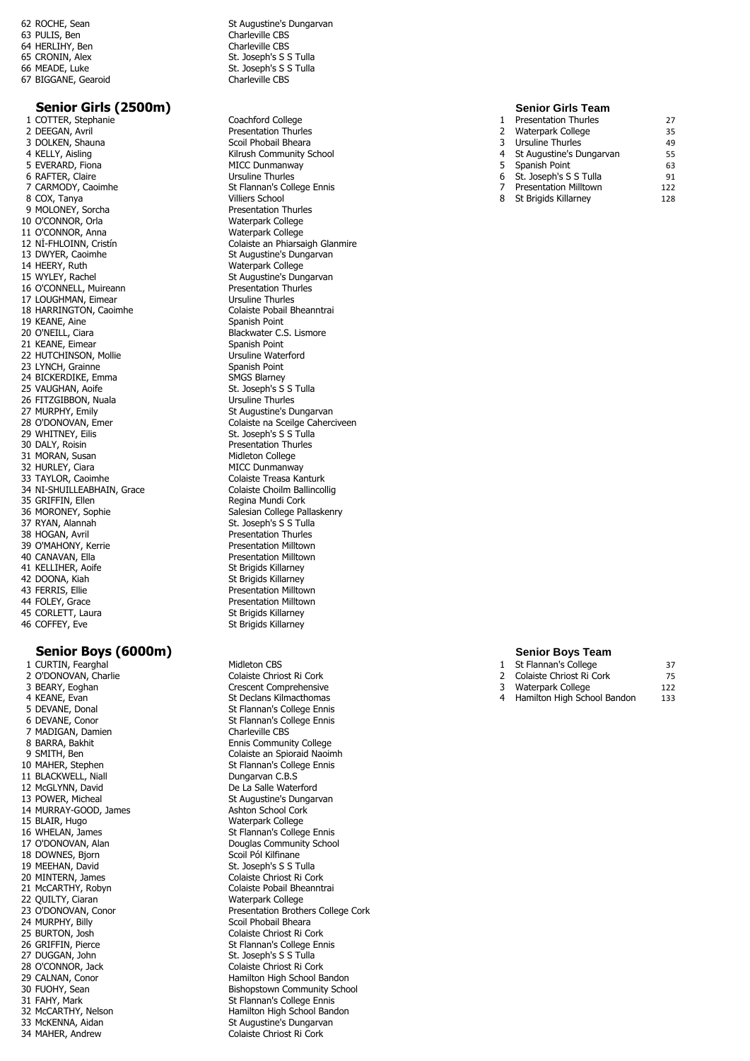| | |
|---|---|
| 62 ROCHE, Sean | St Augustine's Dungarvan |
| 63 PULIS, Ben | Charleville CBS |
| 64 HERLIHY, Ben | Charleville CBS |
| 65 CRONIN, Alex | St. Joseph's S S Tulla |
| 66 MEADE, Luke | St. Joseph's S S Tulla |
| 67 BIGGANE, Gearoid | Charleville CBS |

## Senior Girls (2500m)

| | |
|---|---|
| 1 COTTER, Stephanie | Coachford College |
| 2 DEEGAN, Avril | Presentation Thurles |
| 3 DOLKEN, Shauna | Scoil Phobail Bheara |
| 4 KELLY, Aisling | Kilrush Community School |
| 5 EVERARD, Fiona | MICC Dunmanway |
| 6 RAFTER, Claire | Ursuline Thurles |
| 7 CARMODY, Caoimhe | St Flannan's College Ennis |
| 8 COX, Tanya | Villiers School |
| 9 MOLONEY, Sorcha | Presentation Thurles |
| 10 O'CONNOR, Orla | Waterpark College |
| 11 O'CONNOR, Anna | Waterpark College |
| 12 NÍ-FHLOINN, Cristín | Colaiste an Phiarsaigh Glanmire |
| 13 DWYER, Caoimhe | St Augustine's Dungarvan |
| 14 HEERY, Ruth | Waterpark College |
| 15 WYLEY, Rachel | St Augustine's Dungarvan |
| 16 O'CONNELL, Muireann | Presentation Thurles |
| 17 LOUGHMAN, Eimear | Ursuline Thurles |
| 18 HARRINGTON, Caoimhe | Colaiste Pobail Bheanntrai |
| 19 KEANE, Aine | Spanish Point |
| 20 O'NEILL, Ciara | Blackwater C.S. Lismore |
| 21 KEANE, Eimear | Spanish Point |
| 22 HUTCHINSON, Mollie | Ursuline Waterford |
| 23 LYNCH, Grainne | Spanish Point |
| 24 BICKERDIKE, Emma | SMGS Blarney |
| 25 VAUGHAN, Aoife | St. Joseph's S S Tulla |
| 26 FITZGIBBON, Nuala | Ursuline Thurles |
| 27 MURPHY, Emily | St Augustine's Dungarvan |
| 28 O'DONOVAN, Emer | Colaiste na Sceilge Caherciveen |
| 29 WHITNEY, Eilis | St. Joseph's S S Tulla |
| 30 DALY, Roisin | Presentation Thurles |
| 31 MORAN, Susan | Midleton College |
| 32 HURLEY, Ciara | MICC Dunmanway |
| 33 TAYLOR, Caoimhe | Colaiste Treasa Kanturk |
| 34 NI-SHUILLEABHAIN, Grace | Colaiste Choilm Ballincollig |
| 35 GRIFFIN, Ellen | Regina Mundi Cork |
| 36 MORONEY, Sophie | Salesian College Pallaskenry |
| 37 RYAN, Alannah | St. Joseph's S S Tulla |
| 38 HOGAN, Avril | Presentation Thurles |
| 39 O'MAHONY, Kerrie | Presentation Milltown |
| 40 CANAVAN, Ella | Presentation Milltown |
| 41 KELLIHER, Aoife | St Brigids Killarney |
| 42 DOONA, Kiah | St Brigids Killarney |
| 43 FERRIS, Ellie | Presentation Milltown |
| 44 FOLEY, Grace | Presentation Milltown |
| 45 CORLETT, Laura | St Brigids Killarney |
| 46 COFFEY, Eve | St Brigids Killarney |

### Senior Girls Team

| | | |
|---|---|---|
| 1 | Presentation Thurles | 27 |
| 2 | Waterpark College | 35 |
| 3 | Ursuline Thurles | 49 |
| 4 | St Augustine's Dungarvan | 55 |
| 5 | Spanish Point | 63 |
| 6 | St. Joseph's S S Tulla | 91 |
| 7 | Presentation Milltown | 122 |
| 8 | St Brigids Killarney | 128 |

## Senior Boys (6000m)

| | |
|---|---|
| 1 CURTIN, Fearghal | Midleton CBS |
| 2 O'DONOVAN, Charlie | Colaiste Chriost Ri Cork |
| 3 BEARY, Eoghan | Crescent Comprehensive |
| 4 KEANE, Evan | St Declans Kilmacthomas |
| 5 DEVANE, Donal | St Flannan's College Ennis |
| 6 DEVANE, Conor | St Flannan's College Ennis |
| 7 MADIGAN, Damien | Charleville CBS |
| 8 BARRA, Bakhit | Ennis Community College |
| 9 SMITH, Ben | Colaiste an Spioraid Naoimh |
| 10 MAHER, Stephen | St Flannan's College Ennis |
| 11 BLACKWELL, Niall | Dungarvan C.B.S |
| 12 McGLYNN, David | De La Salle Waterford |
| 13 POWER, Micheal | St Augustine's Dungarvan |
| 14 MURRAY-GOOD, James | Ashton School Cork |
| 15 BLAIR, Hugo | Waterpark College |
| 16 WHELAN, James | St Flannan's College Ennis |
| 17 O'DONOVAN, Alan | Douglas Community School |
| 18 DOWNES, Bjorn | Scoil Pól Kilfinane |
| 19 MEEHAN, David | St. Joseph's S S Tulla |
| 20 MINTERN, James | Colaiste Chriost Ri Cork |
| 21 McCARTHY, Robyn | Colaiste Pobail Bheanntrai |
| 22 QUILTY, Ciaran | Waterpark College |
| 23 O'DONOVAN, Conor | Presentation Brothers College Cork |
| 24 MURPHY, Billy | Scoil Phobail Bheara |
| 25 BURTON, Josh | Colaiste Chriost Ri Cork |
| 26 GRIFFIN, Pierce | St Flannan's College Ennis |
| 27 DUGGAN, John | St. Joseph's S S Tulla |
| 28 O'CONNOR, Jack | Colaiste Chriost Ri Cork |
| 29 CALNAN, Conor | Hamilton High School Bandon |
| 30 FUOHY, Sean | Bishopstown Community School |
| 31 FAHY, Mark | St Flannan's College Ennis |
| 32 McCARTHY, Nelson | Hamilton High School Bandon |
| 33 McKENNA, Aidan | St Augustine's Dungarvan |
| 34 MAHER, Andrew | Colaiste Chriost Ri Cork |

### Senior Boys Team

| | | |
|---|---|---|
| 1 | St Flannan's College | 37 |
| 2 | Colaiste Chriost Ri Cork | 75 |
| 3 | Waterpark College | 122 |
| 4 | Hamilton High School Bandon | 133 |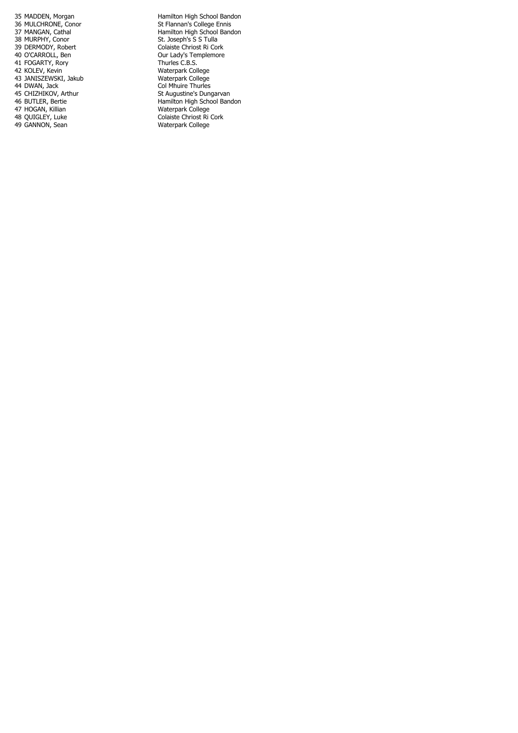| | | |
|---|---|---|
| 35 | MADDEN, Morgan | Hamilton High School Bandon |
| 36 | MULCHRONE, Conor | St Flannan's College Ennis |
| 37 | MANGAN, Cathal | Hamilton High School Bandon |
| 38 | MURPHY, Conor | St. Joseph's S S Tulla |
| 39 | DERMODY, Robert | Colaiste Chriost Ri Cork |
| 40 | O'CARROLL, Ben | Our Lady's Templemore |
| 41 | FOGARTY, Rory | Thurles C.B.S. |
| 42 | KOLEV, Kevin | Waterpark College |
| 43 | JANISZEWSKI, Jakub | Waterpark College |
| 44 | DWAN, Jack | Col Mhuire Thurles |
| 45 | CHIZHIKOV, Arthur | St Augustine's Dungarvan |
| 46 | BUTLER, Bertie | Hamilton High School Bandon |
| 47 | HOGAN, Killian | Waterpark College |
| 48 | QUIGLEY, Luke | Colaiste Chriost Ri Cork |
| 49 | GANNON, Sean | Waterpark College |